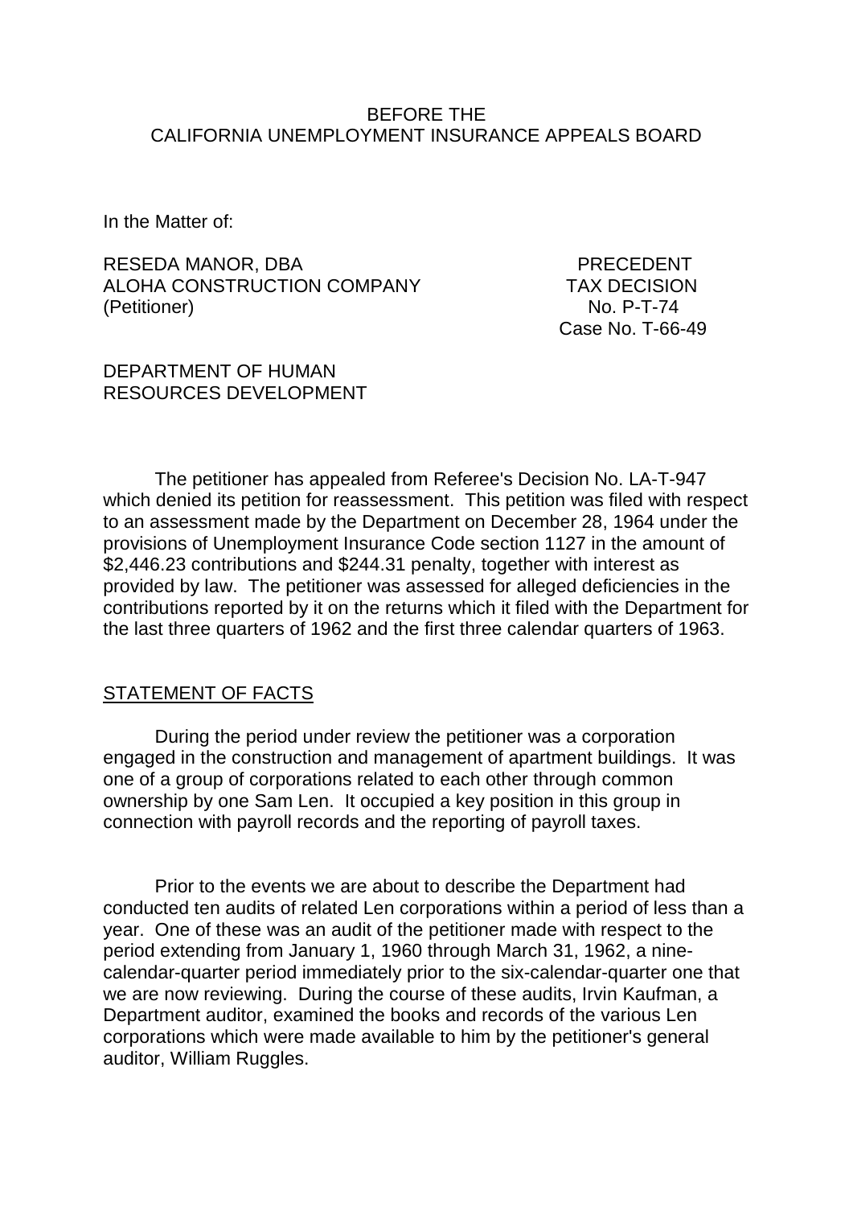BEFORE THE
CALIFORNIA UNEMPLOYMENT INSURANCE APPEALS BOARD

In the Matter of:

RESEDA MANOR, DBA
ALOHA CONSTRUCTION COMPANY
(Petitioner)

PRECEDENT
TAX DECISION
No. P-T-74
Case No. T-66-49

DEPARTMENT OF HUMAN
RESOURCES DEVELOPMENT

The petitioner has appealed from Referee's Decision No. LA-T-947 which denied its petition for reassessment. This petition was filed with respect to an assessment made by the Department on December 28, 1964 under the provisions of Unemployment Insurance Code section 1127 in the amount of $2,446.23 contributions and $244.31 penalty, together with interest as provided by law. The petitioner was assessed for alleged deficiencies in the contributions reported by it on the returns which it filed with the Department for the last three quarters of 1962 and the first three calendar quarters of 1963.

## STATEMENT OF FACTS

During the period under review the petitioner was a corporation engaged in the construction and management of apartment buildings. It was one of a group of corporations related to each other through common ownership by one Sam Len. It occupied a key position in this group in connection with payroll records and the reporting of payroll taxes.

Prior to the events we are about to describe the Department had conducted ten audits of related Len corporations within a period of less than a year. One of these was an audit of the petitioner made with respect to the period extending from January 1, 1960 through March 31, 1962, a nine-calendar-quarter period immediately prior to the six-calendar-quarter one that we are now reviewing. During the course of these audits, Irvin Kaufman, a Department auditor, examined the books and records of the various Len corporations which were made available to him by the petitioner's general auditor, William Ruggles.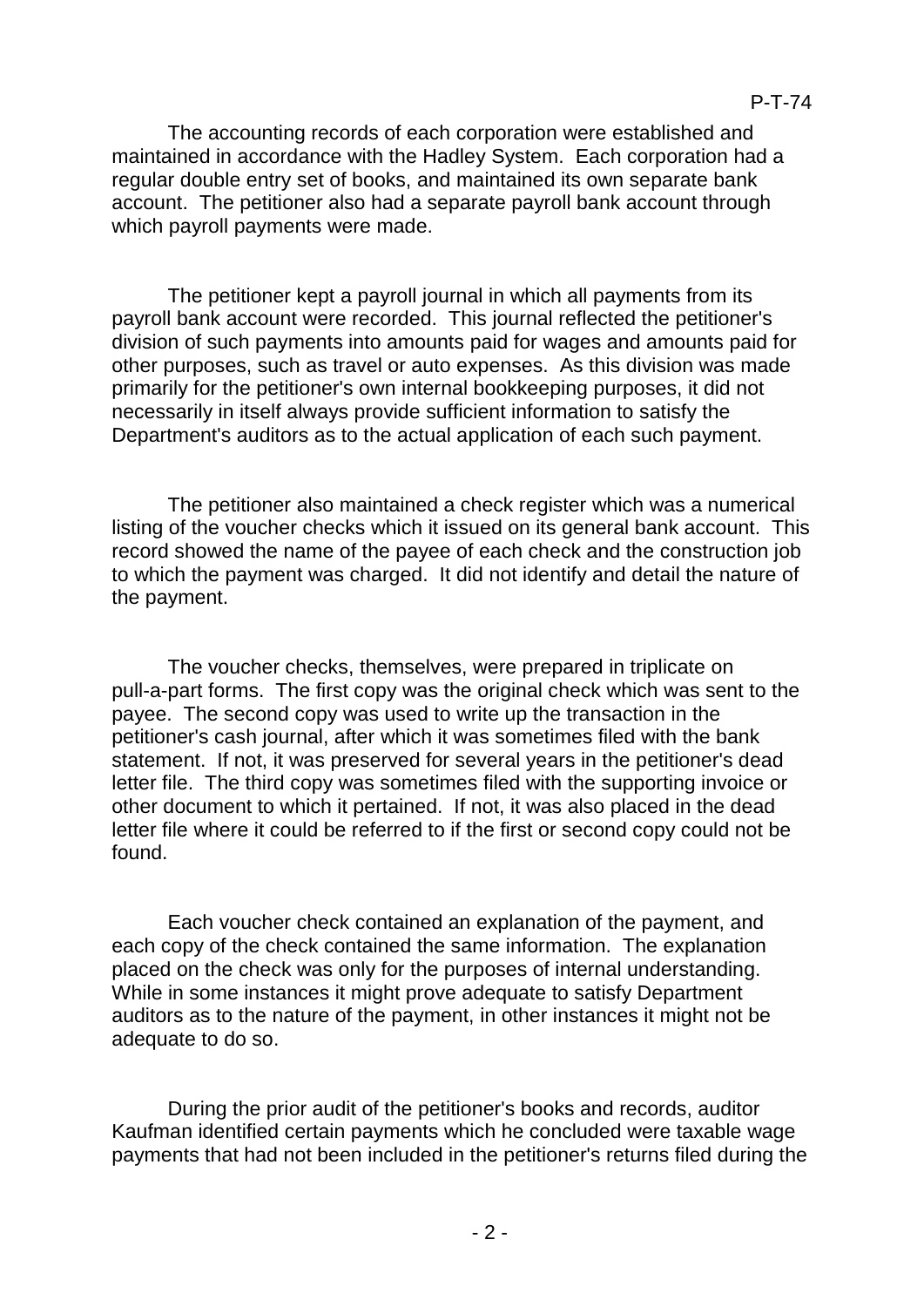The accounting records of each corporation were established and maintained in accordance with the Hadley System. Each corporation had a regular double entry set of books, and maintained its own separate bank account. The petitioner also had a separate payroll bank account through which payroll payments were made.

The petitioner kept a payroll journal in which all payments from its payroll bank account were recorded. This journal reflected the petitioner's division of such payments into amounts paid for wages and amounts paid for other purposes, such as travel or auto expenses. As this division was made primarily for the petitioner's own internal bookkeeping purposes, it did not necessarily in itself always provide sufficient information to satisfy the Department's auditors as to the actual application of each such payment.

The petitioner also maintained a check register which was a numerical listing of the voucher checks which it issued on its general bank account. This record showed the name of the payee of each check and the construction job to which the payment was charged. It did not identify and detail the nature of the payment.

The voucher checks, themselves, were prepared in triplicate on pull-a-part forms. The first copy was the original check which was sent to the payee. The second copy was used to write up the transaction in the petitioner's cash journal, after which it was sometimes filed with the bank statement. If not, it was preserved for several years in the petitioner's dead letter file. The third copy was sometimes filed with the supporting invoice or other document to which it pertained. If not, it was also placed in the dead letter file where it could be referred to if the first or second copy could not be found.

Each voucher check contained an explanation of the payment, and each copy of the check contained the same information. The explanation placed on the check was only for the purposes of internal understanding. While in some instances it might prove adequate to satisfy Department auditors as to the nature of the payment, in other instances it might not be adequate to do so.

During the prior audit of the petitioner's books and records, auditor Kaufman identified certain payments which he concluded were taxable wage payments that had not been included in the petitioner's returns filed during the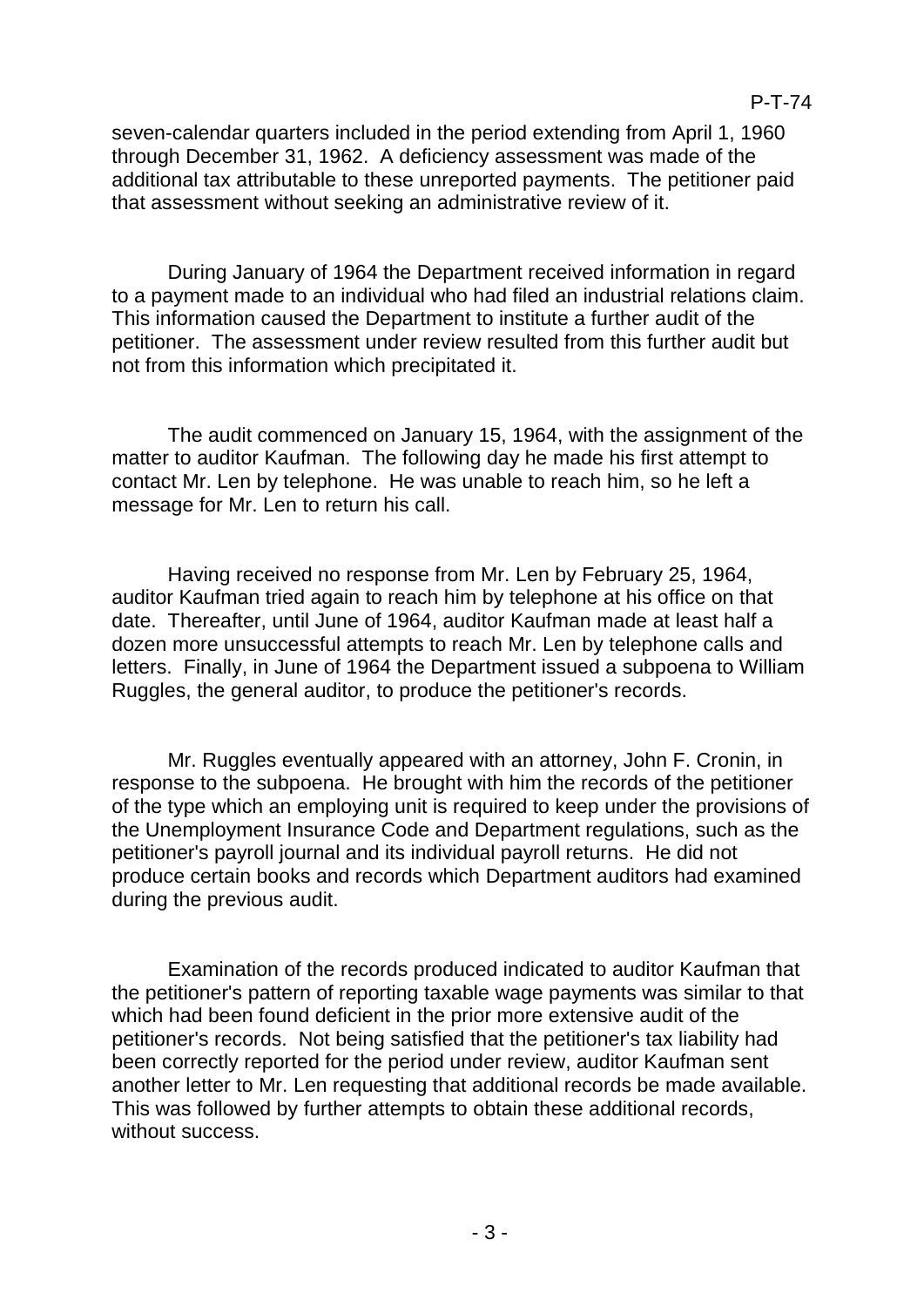seven-calendar quarters included in the period extending from April 1, 1960 through December 31, 1962. A deficiency assessment was made of the additional tax attributable to these unreported payments. The petitioner paid that assessment without seeking an administrative review of it.

During January of 1964 the Department received information in regard to a payment made to an individual who had filed an industrial relations claim. This information caused the Department to institute a further audit of the petitioner. The assessment under review resulted from this further audit but not from this information which precipitated it.

The audit commenced on January 15, 1964, with the assignment of the matter to auditor Kaufman. The following day he made his first attempt to contact Mr. Len by telephone. He was unable to reach him, so he left a message for Mr. Len to return his call.

Having received no response from Mr. Len by February 25, 1964, auditor Kaufman tried again to reach him by telephone at his office on that date. Thereafter, until June of 1964, auditor Kaufman made at least half a dozen more unsuccessful attempts to reach Mr. Len by telephone calls and letters. Finally, in June of 1964 the Department issued a subpoena to William Ruggles, the general auditor, to produce the petitioner's records.

Mr. Ruggles eventually appeared with an attorney, John F. Cronin, in response to the subpoena. He brought with him the records of the petitioner of the type which an employing unit is required to keep under the provisions of the Unemployment Insurance Code and Department regulations, such as the petitioner's payroll journal and its individual payroll returns. He did not produce certain books and records which Department auditors had examined during the previous audit.

Examination of the records produced indicated to auditor Kaufman that the petitioner's pattern of reporting taxable wage payments was similar to that which had been found deficient in the prior more extensive audit of the petitioner's records. Not being satisfied that the petitioner's tax liability had been correctly reported for the period under review, auditor Kaufman sent another letter to Mr. Len requesting that additional records be made available. This was followed by further attempts to obtain these additional records, without success.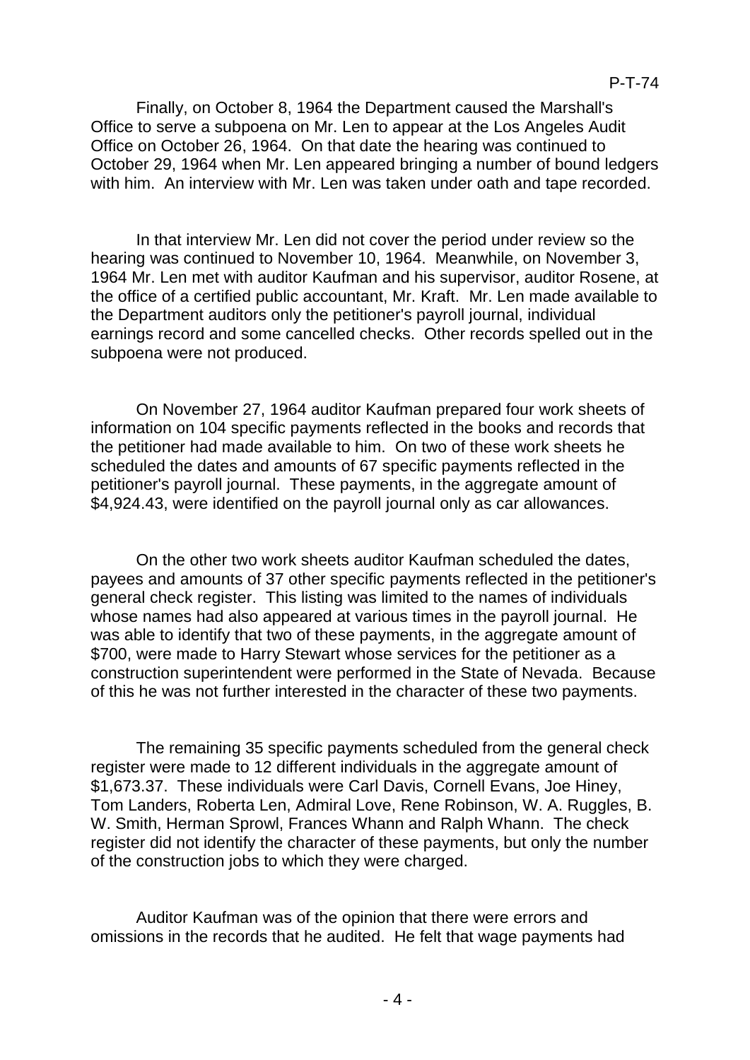Finally, on October 8, 1964 the Department caused the Marshall's Office to serve a subpoena on Mr. Len to appear at the Los Angeles Audit Office on October 26, 1964. On that date the hearing was continued to October 29, 1964 when Mr. Len appeared bringing a number of bound ledgers with him. An interview with Mr. Len was taken under oath and tape recorded.

In that interview Mr. Len did not cover the period under review so the hearing was continued to November 10, 1964. Meanwhile, on November 3, 1964 Mr. Len met with auditor Kaufman and his supervisor, auditor Rosene, at the office of a certified public accountant, Mr. Kraft. Mr. Len made available to the Department auditors only the petitioner's payroll journal, individual earnings record and some cancelled checks. Other records spelled out in the subpoena were not produced.

On November 27, 1964 auditor Kaufman prepared four work sheets of information on 104 specific payments reflected in the books and records that the petitioner had made available to him. On two of these work sheets he scheduled the dates and amounts of 67 specific payments reflected in the petitioner's payroll journal. These payments, in the aggregate amount of $4,924.43, were identified on the payroll journal only as car allowances.

On the other two work sheets auditor Kaufman scheduled the dates, payees and amounts of 37 other specific payments reflected in the petitioner's general check register. This listing was limited to the names of individuals whose names had also appeared at various times in the payroll journal. He was able to identify that two of these payments, in the aggregate amount of $700, were made to Harry Stewart whose services for the petitioner as a construction superintendent were performed in the State of Nevada. Because of this he was not further interested in the character of these two payments.

The remaining 35 specific payments scheduled from the general check register were made to 12 different individuals in the aggregate amount of $1,673.37. These individuals were Carl Davis, Cornell Evans, Joe Hiney, Tom Landers, Roberta Len, Admiral Love, Rene Robinson, W. A. Ruggles, B. W. Smith, Herman Sprowl, Frances Whann and Ralph Whann. The check register did not identify the character of these payments, but only the number of the construction jobs to which they were charged.

Auditor Kaufman was of the opinion that there were errors and omissions in the records that he audited. He felt that wage payments had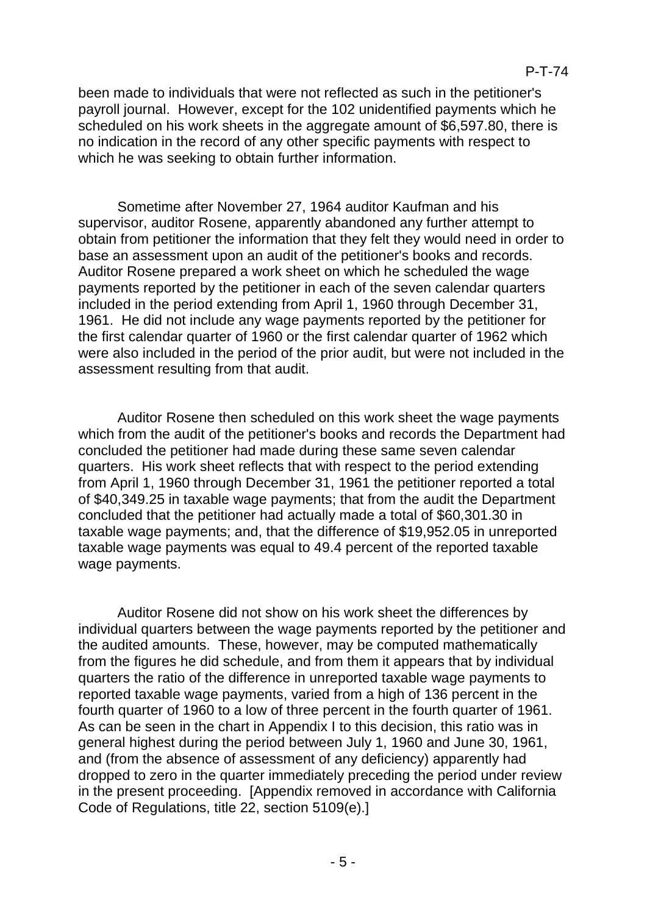been made to individuals that were not reflected as such in the petitioner's payroll journal. However, except for the 102 unidentified payments which he scheduled on his work sheets in the aggregate amount of $6,597.80, there is no indication in the record of any other specific payments with respect to which he was seeking to obtain further information.

Sometime after November 27, 1964 auditor Kaufman and his supervisor, auditor Rosene, apparently abandoned any further attempt to obtain from petitioner the information that they felt they would need in order to base an assessment upon an audit of the petitioner's books and records. Auditor Rosene prepared a work sheet on which he scheduled the wage payments reported by the petitioner in each of the seven calendar quarters included in the period extending from April 1, 1960 through December 31, 1961. He did not include any wage payments reported by the petitioner for the first calendar quarter of 1960 or the first calendar quarter of 1962 which were also included in the period of the prior audit, but were not included in the assessment resulting from that audit.

Auditor Rosene then scheduled on this work sheet the wage payments which from the audit of the petitioner's books and records the Department had concluded the petitioner had made during these same seven calendar quarters. His work sheet reflects that with respect to the period extending from April 1, 1960 through December 31, 1961 the petitioner reported a total of $40,349.25 in taxable wage payments; that from the audit the Department concluded that the petitioner had actually made a total of $60,301.30 in taxable wage payments; and, that the difference of $19,952.05 in unreported taxable wage payments was equal to 49.4 percent of the reported taxable wage payments.

Auditor Rosene did not show on his work sheet the differences by individual quarters between the wage payments reported by the petitioner and the audited amounts. These, however, may be computed mathematically from the figures he did schedule, and from them it appears that by individual quarters the ratio of the difference in unreported taxable wage payments to reported taxable wage payments, varied from a high of 136 percent in the fourth quarter of 1960 to a low of three percent in the fourth quarter of 1961. As can be seen in the chart in Appendix I to this decision, this ratio was in general highest during the period between July 1, 1960 and June 30, 1961, and (from the absence of assessment of any deficiency) apparently had dropped to zero in the quarter immediately preceding the period under review in the present proceeding. [Appendix removed in accordance with California Code of Regulations, title 22, section 5109(e).]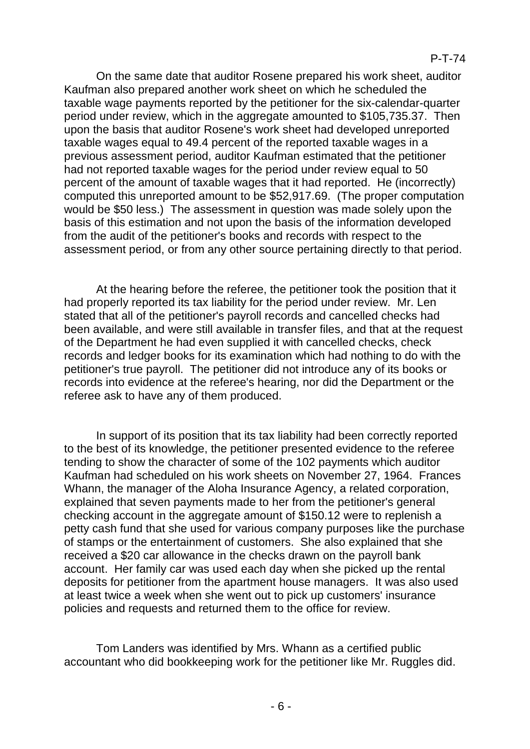On the same date that auditor Rosene prepared his work sheet, auditor Kaufman also prepared another work sheet on which he scheduled the taxable wage payments reported by the petitioner for the six-calendar-quarter period under review, which in the aggregate amounted to $105,735.37. Then upon the basis that auditor Rosene's work sheet had developed unreported taxable wages equal to 49.4 percent of the reported taxable wages in a previous assessment period, auditor Kaufman estimated that the petitioner had not reported taxable wages for the period under review equal to 50 percent of the amount of taxable wages that it had reported. He (incorrectly) computed this unreported amount to be $52,917.69. (The proper computation would be $50 less.) The assessment in question was made solely upon the basis of this estimation and not upon the basis of the information developed from the audit of the petitioner's books and records with respect to the assessment period, or from any other source pertaining directly to that period.

At the hearing before the referee, the petitioner took the position that it had properly reported its tax liability for the period under review. Mr. Len stated that all of the petitioner's payroll records and cancelled checks had been available, and were still available in transfer files, and that at the request of the Department he had even supplied it with cancelled checks, check records and ledger books for its examination which had nothing to do with the petitioner's true payroll. The petitioner did not introduce any of its books or records into evidence at the referee's hearing, nor did the Department or the referee ask to have any of them produced.

In support of its position that its tax liability had been correctly reported to the best of its knowledge, the petitioner presented evidence to the referee tending to show the character of some of the 102 payments which auditor Kaufman had scheduled on his work sheets on November 27, 1964. Frances Whann, the manager of the Aloha Insurance Agency, a related corporation, explained that seven payments made to her from the petitioner's general checking account in the aggregate amount of $150.12 were to replenish a petty cash fund that she used for various company purposes like the purchase of stamps or the entertainment of customers. She also explained that she received a $20 car allowance in the checks drawn on the payroll bank account. Her family car was used each day when she picked up the rental deposits for petitioner from the apartment house managers. It was also used at least twice a week when she went out to pick up customers' insurance policies and requests and returned them to the office for review.

Tom Landers was identified by Mrs. Whann as a certified public accountant who did bookkeeping work for the petitioner like Mr. Ruggles did.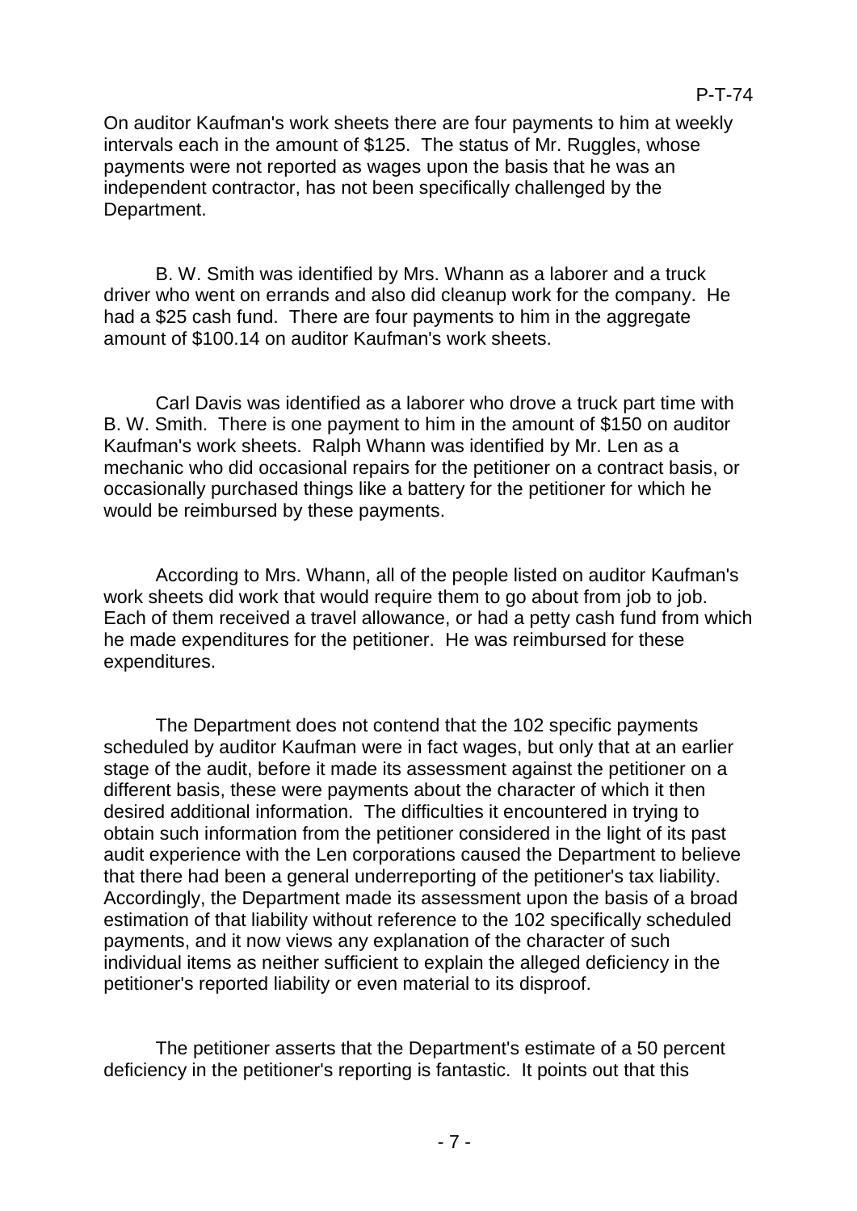On auditor Kaufman's work sheets there are four payments to him at weekly intervals each in the amount of $125. The status of Mr. Ruggles, whose payments were not reported as wages upon the basis that he was an independent contractor, has not been specifically challenged by the Department.

B. W. Smith was identified by Mrs. Whann as a laborer and a truck driver who went on errands and also did cleanup work for the company. He had a $25 cash fund. There are four payments to him in the aggregate amount of $100.14 on auditor Kaufman's work sheets.

Carl Davis was identified as a laborer who drove a truck part time with B. W. Smith. There is one payment to him in the amount of $150 on auditor Kaufman's work sheets. Ralph Whann was identified by Mr. Len as a mechanic who did occasional repairs for the petitioner on a contract basis, or occasionally purchased things like a battery for the petitioner for which he would be reimbursed by these payments.

According to Mrs. Whann, all of the people listed on auditor Kaufman's work sheets did work that would require them to go about from job to job. Each of them received a travel allowance, or had a petty cash fund from which he made expenditures for the petitioner. He was reimbursed for these expenditures.

The Department does not contend that the 102 specific payments scheduled by auditor Kaufman were in fact wages, but only that at an earlier stage of the audit, before it made its assessment against the petitioner on a different basis, these were payments about the character of which it then desired additional information. The difficulties it encountered in trying to obtain such information from the petitioner considered in the light of its past audit experience with the Len corporations caused the Department to believe that there had been a general underreporting of the petitioner's tax liability. Accordingly, the Department made its assessment upon the basis of a broad estimation of that liability without reference to the 102 specifically scheduled payments, and it now views any explanation of the character of such individual items as neither sufficient to explain the alleged deficiency in the petitioner's reported liability or even material to its disproof.

The petitioner asserts that the Department's estimate of a 50 percent deficiency in the petitioner's reporting is fantastic. It points out that this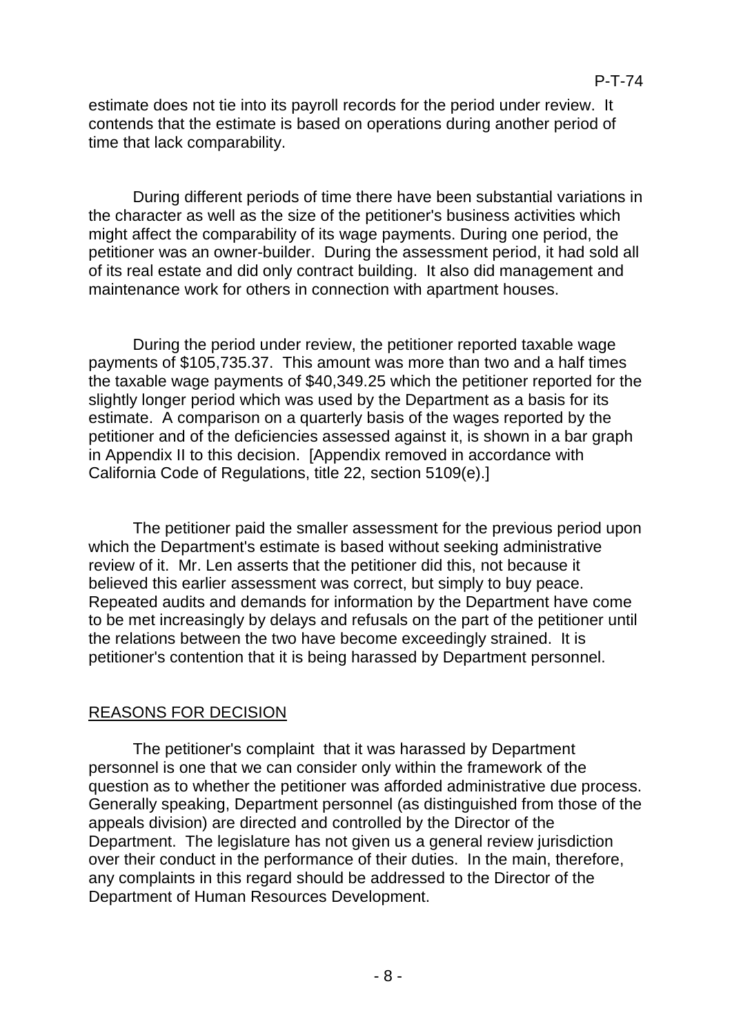estimate does not tie into its payroll records for the period under review. It contends that the estimate is based on operations during another period of time that lack comparability.

During different periods of time there have been substantial variations in the character as well as the size of the petitioner's business activities which might affect the comparability of its wage payments. During one period, the petitioner was an owner-builder. During the assessment period, it had sold all of its real estate and did only contract building. It also did management and maintenance work for others in connection with apartment houses.

During the period under review, the petitioner reported taxable wage payments of $105,735.37. This amount was more than two and a half times the taxable wage payments of $40,349.25 which the petitioner reported for the slightly longer period which was used by the Department as a basis for its estimate. A comparison on a quarterly basis of the wages reported by the petitioner and of the deficiencies assessed against it, is shown in a bar graph in Appendix II to this decision. [Appendix removed in accordance with California Code of Regulations, title 22, section 5109(e).]

The petitioner paid the smaller assessment for the previous period upon which the Department's estimate is based without seeking administrative review of it. Mr. Len asserts that the petitioner did this, not because it believed this earlier assessment was correct, but simply to buy peace. Repeated audits and demands for information by the Department have come to be met increasingly by delays and refusals on the part of the petitioner until the relations between the two have become exceedingly strained. It is petitioner's contention that it is being harassed by Department personnel.

## REASONS FOR DECISION

The petitioner's complaint that it was harassed by Department personnel is one that we can consider only within the framework of the question as to whether the petitioner was afforded administrative due process. Generally speaking, Department personnel (as distinguished from those of the appeals division) are directed and controlled by the Director of the Department. The legislature has not given us a general review jurisdiction over their conduct in the performance of their duties. In the main, therefore, any complaints in this regard should be addressed to the Director of the Department of Human Resources Development.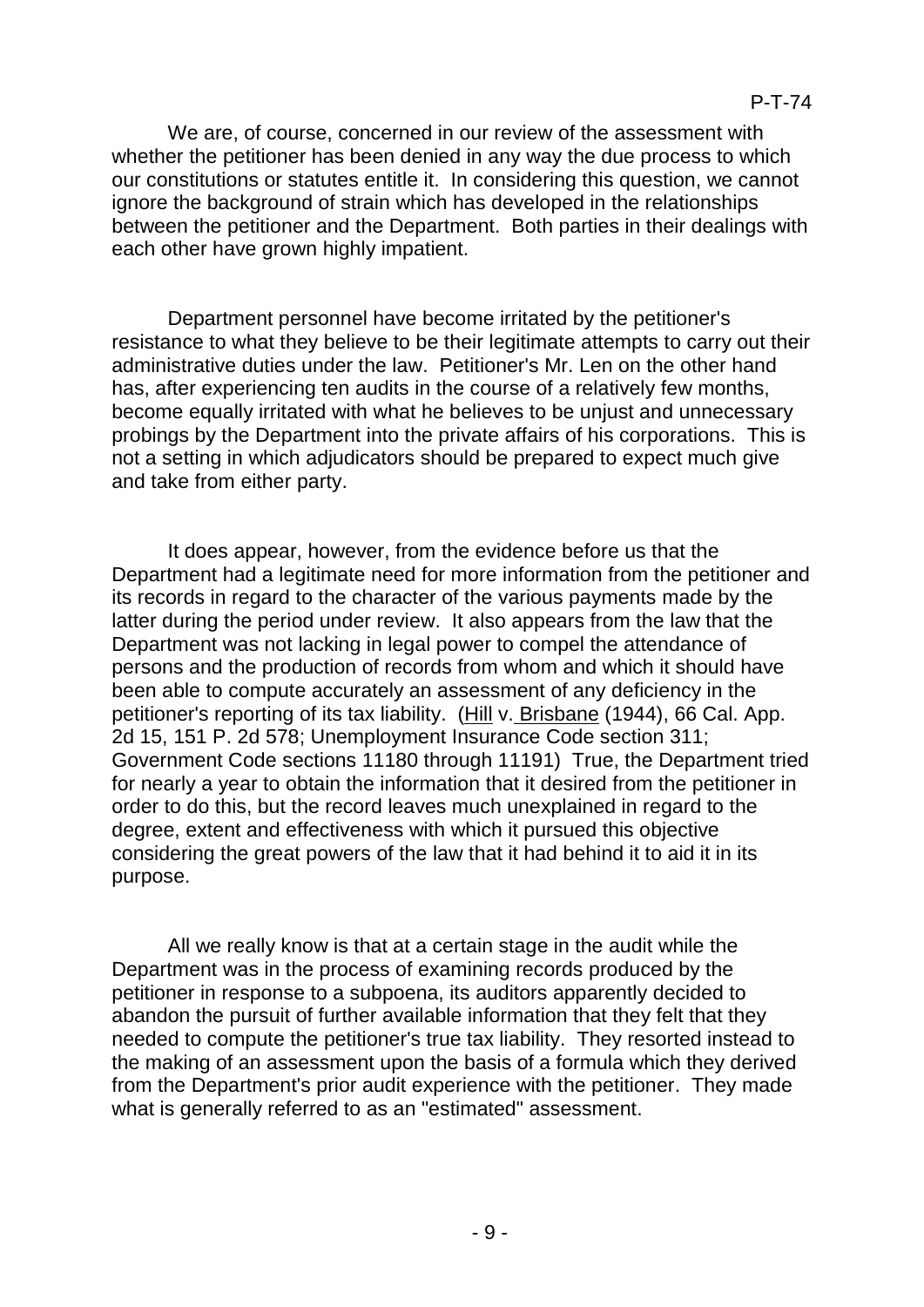We are, of course, concerned in our review of the assessment with whether the petitioner has been denied in any way the due process to which our constitutions or statutes entitle it. In considering this question, we cannot ignore the background of strain which has developed in the relationships between the petitioner and the Department. Both parties in their dealings with each other have grown highly impatient.

Department personnel have become irritated by the petitioner's resistance to what they believe to be their legitimate attempts to carry out their administrative duties under the law. Petitioner's Mr. Len on the other hand has, after experiencing ten audits in the course of a relatively few months, become equally irritated with what he believes to be unjust and unnecessary probings by the Department into the private affairs of his corporations. This is not a setting in which adjudicators should be prepared to expect much give and take from either party.

It does appear, however, from the evidence before us that the Department had a legitimate need for more information from the petitioner and its records in regard to the character of the various payments made by the latter during the period under review. It also appears from the law that the Department was not lacking in legal power to compel the attendance of persons and the production of records from whom and which it should have been able to compute accurately an assessment of any deficiency in the petitioner's reporting of its tax liability. (Hill v. Brisbane (1944), 66 Cal. App. 2d 15, 151 P. 2d 578; Unemployment Insurance Code section 311; Government Code sections 11180 through 11191) True, the Department tried for nearly a year to obtain the information that it desired from the petitioner in order to do this, but the record leaves much unexplained in regard to the degree, extent and effectiveness with which it pursued this objective considering the great powers of the law that it had behind it to aid it in its purpose.

All we really know is that at a certain stage in the audit while the Department was in the process of examining records produced by the petitioner in response to a subpoena, its auditors apparently decided to abandon the pursuit of further available information that they felt that they needed to compute the petitioner's true tax liability. They resorted instead to the making of an assessment upon the basis of a formula which they derived from the Department's prior audit experience with the petitioner. They made what is generally referred to as an "estimated" assessment.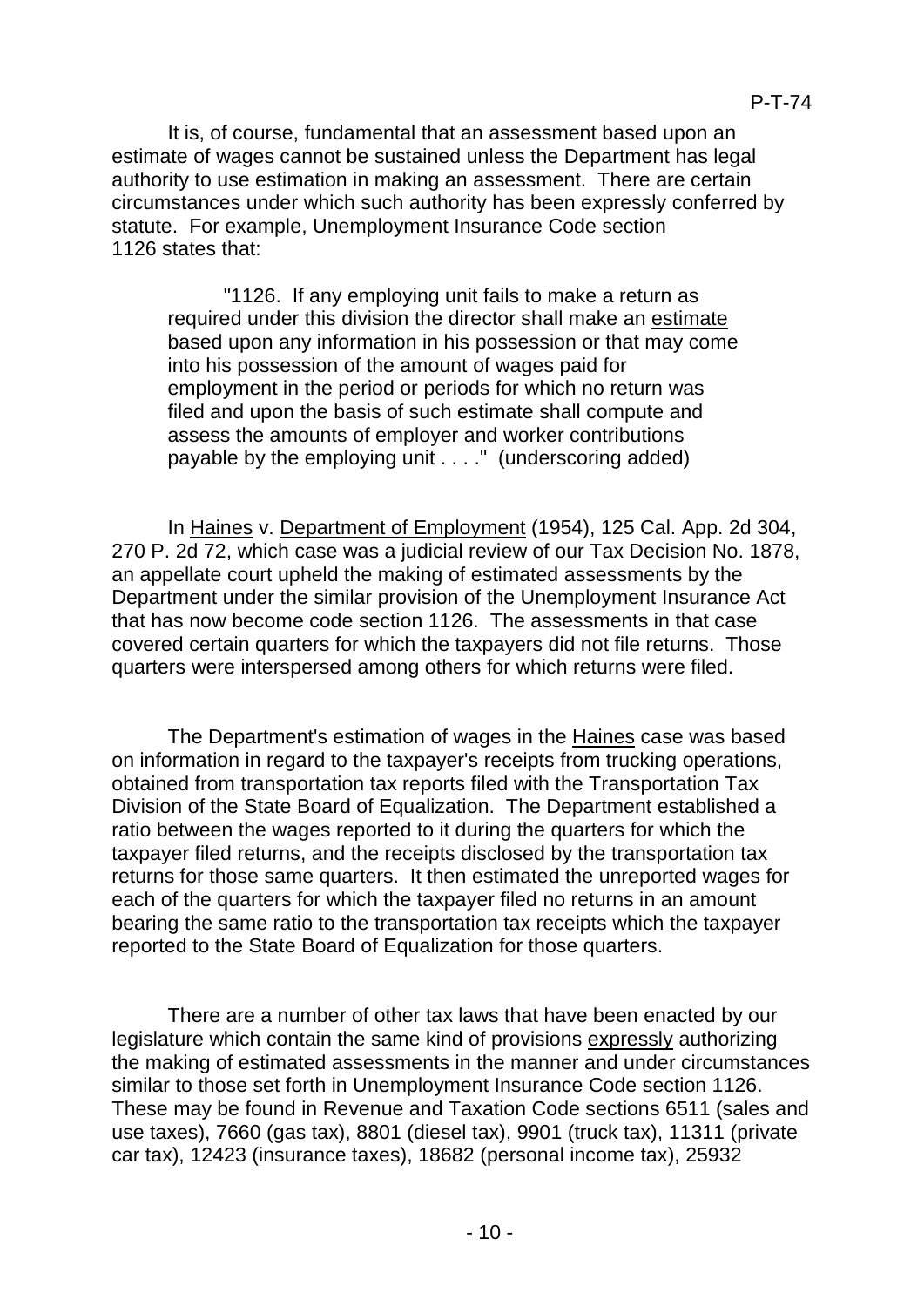It is, of course, fundamental that an assessment based upon an estimate of wages cannot be sustained unless the Department has legal authority to use estimation in making an assessment. There are certain circumstances under which such authority has been expressly conferred by statute. For example, Unemployment Insurance Code section 1126 states that:

> "1126. If any employing unit fails to make a return as required under this division the director shall make an estimate based upon any information in his possession or that may come into his possession of the amount of wages paid for employment in the period or periods for which no return was filed and upon the basis of such estimate shall compute and assess the amounts of employer and worker contributions payable by the employing unit . . . ." (underscoring added)

In Haines v. Department of Employment (1954), 125 Cal. App. 2d 304, 270 P. 2d 72, which case was a judicial review of our Tax Decision No. 1878, an appellate court upheld the making of estimated assessments by the Department under the similar provision of the Unemployment Insurance Act that has now become code section 1126. The assessments in that case covered certain quarters for which the taxpayers did not file returns. Those quarters were interspersed among others for which returns were filed.

The Department's estimation of wages in the Haines case was based on information in regard to the taxpayer's receipts from trucking operations, obtained from transportation tax reports filed with the Transportation Tax Division of the State Board of Equalization. The Department established a ratio between the wages reported to it during the quarters for which the taxpayer filed returns, and the receipts disclosed by the transportation tax returns for those same quarters. It then estimated the unreported wages for each of the quarters for which the taxpayer filed no returns in an amount bearing the same ratio to the transportation tax receipts which the taxpayer reported to the State Board of Equalization for those quarters.

There are a number of other tax laws that have been enacted by our legislature which contain the same kind of provisions expressly authorizing the making of estimated assessments in the manner and under circumstances similar to those set forth in Unemployment Insurance Code section 1126. These may be found in Revenue and Taxation Code sections 6511 (sales and use taxes), 7660 (gas tax), 8801 (diesel tax), 9901 (truck tax), 11311 (private car tax), 12423 (insurance taxes), 18682 (personal income tax), 25932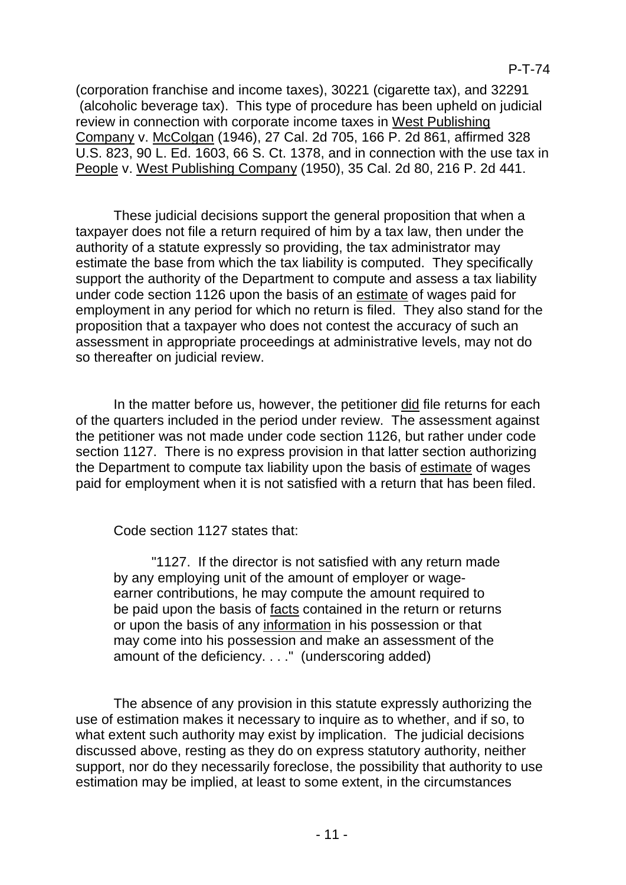(corporation franchise and income taxes), 30221 (cigarette tax), and 32291 (alcoholic beverage tax). This type of procedure has been upheld on judicial review in connection with corporate income taxes in West Publishing Company v. McColgan (1946), 27 Cal. 2d 705, 166 P. 2d 861, affirmed 328 U.S. 823, 90 L. Ed. 1603, 66 S. Ct. 1378, and in connection with the use tax in People v. West Publishing Company (1950), 35 Cal. 2d 80, 216 P. 2d 441.

These judicial decisions support the general proposition that when a taxpayer does not file a return required of him by a tax law, then under the authority of a statute expressly so providing, the tax administrator may estimate the base from which the tax liability is computed. They specifically support the authority of the Department to compute and assess a tax liability under code section 1126 upon the basis of an estimate of wages paid for employment in any period for which no return is filed. They also stand for the proposition that a taxpayer who does not contest the accuracy of such an assessment in appropriate proceedings at administrative levels, may not do so thereafter on judicial review.

In the matter before us, however, the petitioner did file returns for each of the quarters included in the period under review. The assessment against the petitioner was not made under code section 1126, but rather under code section 1127. There is no express provision in that latter section authorizing the Department to compute tax liability upon the basis of estimate of wages paid for employment when it is not satisfied with a return that has been filed.

Code section 1127 states that:

> "1127. If the director is not satisfied with any return made by any employing unit of the amount of employer or wage-earner contributions, he may compute the amount required to be paid upon the basis of facts contained in the return or returns or upon the basis of any information in his possession or that may come into his possession and make an assessment of the amount of the deficiency. . . ." (underscoring added)

The absence of any provision in this statute expressly authorizing the use of estimation makes it necessary to inquire as to whether, and if so, to what extent such authority may exist by implication. The judicial decisions discussed above, resting as they do on express statutory authority, neither support, nor do they necessarily foreclose, the possibility that authority to use estimation may be implied, at least to some extent, in the circumstances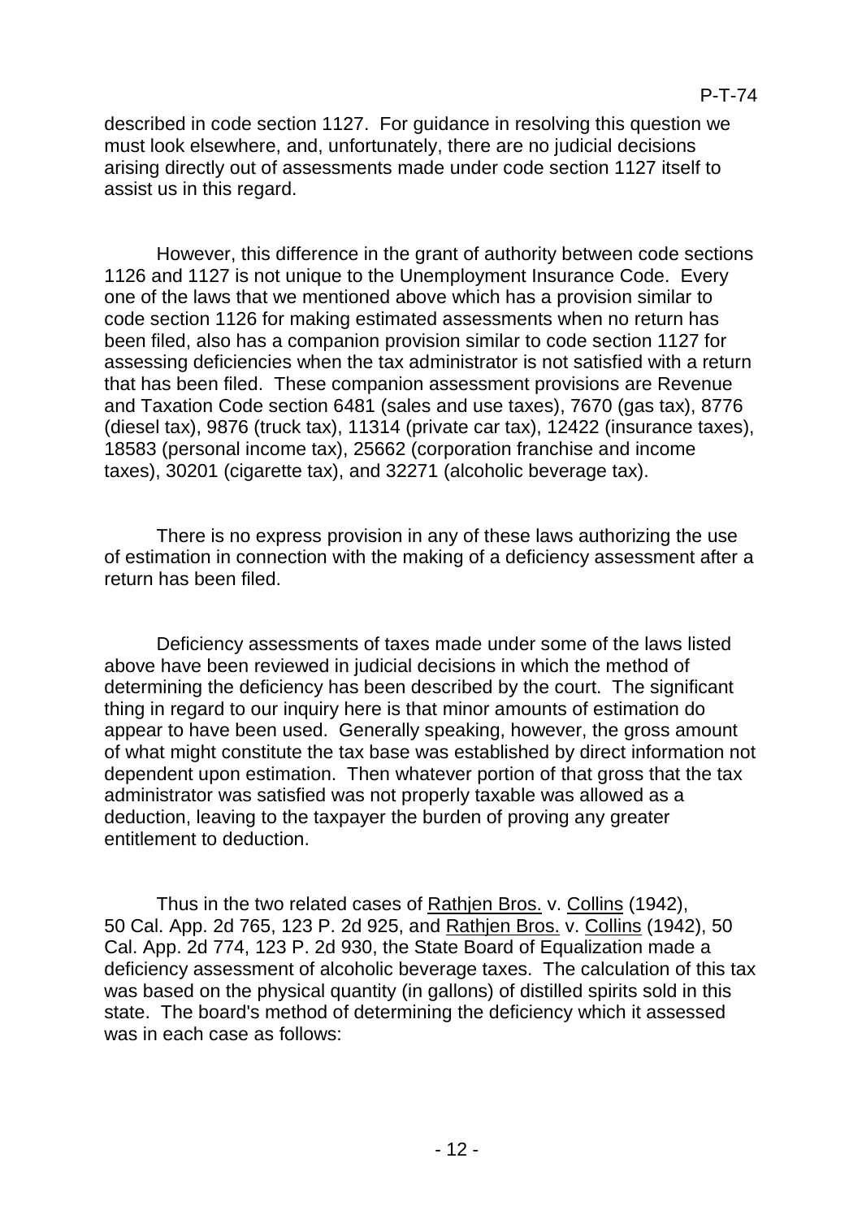described in code section 1127. For guidance in resolving this question we must look elsewhere, and, unfortunately, there are no judicial decisions arising directly out of assessments made under code section 1127 itself to assist us in this regard.

However, this difference in the grant of authority between code sections 1126 and 1127 is not unique to the Unemployment Insurance Code. Every one of the laws that we mentioned above which has a provision similar to code section 1126 for making estimated assessments when no return has been filed, also has a companion provision similar to code section 1127 for assessing deficiencies when the tax administrator is not satisfied with a return that has been filed. These companion assessment provisions are Revenue and Taxation Code section 6481 (sales and use taxes), 7670 (gas tax), 8776 (diesel tax), 9876 (truck tax), 11314 (private car tax), 12422 (insurance taxes), 18583 (personal income tax), 25662 (corporation franchise and income taxes), 30201 (cigarette tax), and 32271 (alcoholic beverage tax).

There is no express provision in any of these laws authorizing the use of estimation in connection with the making of a deficiency assessment after a return has been filed.

Deficiency assessments of taxes made under some of the laws listed above have been reviewed in judicial decisions in which the method of determining the deficiency has been described by the court. The significant thing in regard to our inquiry here is that minor amounts of estimation do appear to have been used. Generally speaking, however, the gross amount of what might constitute the tax base was established by direct information not dependent upon estimation. Then whatever portion of that gross that the tax administrator was satisfied was not properly taxable was allowed as a deduction, leaving to the taxpayer the burden of proving any greater entitlement to deduction.

Thus in the two related cases of Rathjen Bros. v. Collins (1942), 50 Cal. App. 2d 765, 123 P. 2d 925, and Rathjen Bros. v. Collins (1942), 50 Cal. App. 2d 774, 123 P. 2d 930, the State Board of Equalization made a deficiency assessment of alcoholic beverage taxes. The calculation of this tax was based on the physical quantity (in gallons) of distilled spirits sold in this state. The board's method of determining the deficiency which it assessed was in each case as follows: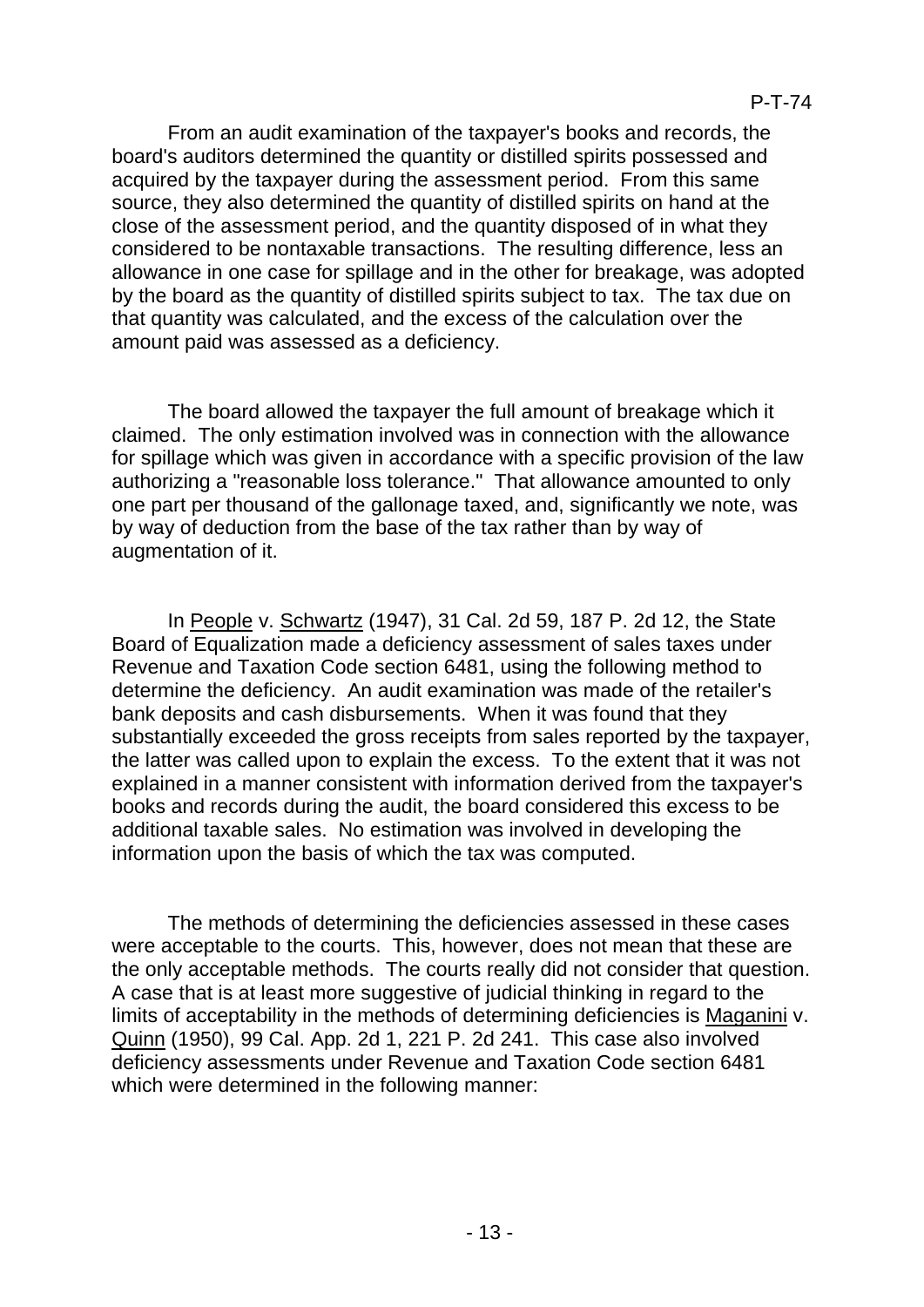From an audit examination of the taxpayer's books and records, the board's auditors determined the quantity or distilled spirits possessed and acquired by the taxpayer during the assessment period. From this same source, they also determined the quantity of distilled spirits on hand at the close of the assessment period, and the quantity disposed of in what they considered to be nontaxable transactions. The resulting difference, less an allowance in one case for spillage and in the other for breakage, was adopted by the board as the quantity of distilled spirits subject to tax. The tax due on that quantity was calculated, and the excess of the calculation over the amount paid was assessed as a deficiency.

The board allowed the taxpayer the full amount of breakage which it claimed. The only estimation involved was in connection with the allowance for spillage which was given in accordance with a specific provision of the law authorizing a "reasonable loss tolerance." That allowance amounted to only one part per thousand of the gallonage taxed, and, significantly we note, was by way of deduction from the base of the tax rather than by way of augmentation of it.

In People v. Schwartz (1947), 31 Cal. 2d 59, 187 P. 2d 12, the State Board of Equalization made a deficiency assessment of sales taxes under Revenue and Taxation Code section 6481, using the following method to determine the deficiency. An audit examination was made of the retailer's bank deposits and cash disbursements. When it was found that they substantially exceeded the gross receipts from sales reported by the taxpayer, the latter was called upon to explain the excess. To the extent that it was not explained in a manner consistent with information derived from the taxpayer's books and records during the audit, the board considered this excess to be additional taxable sales. No estimation was involved in developing the information upon the basis of which the tax was computed.

The methods of determining the deficiencies assessed in these cases were acceptable to the courts. This, however, does not mean that these are the only acceptable methods. The courts really did not consider that question. A case that is at least more suggestive of judicial thinking in regard to the limits of acceptability in the methods of determining deficiencies is Maganini v. Quinn (1950), 99 Cal. App. 2d 1, 221 P. 2d 241. This case also involved deficiency assessments under Revenue and Taxation Code section 6481 which were determined in the following manner: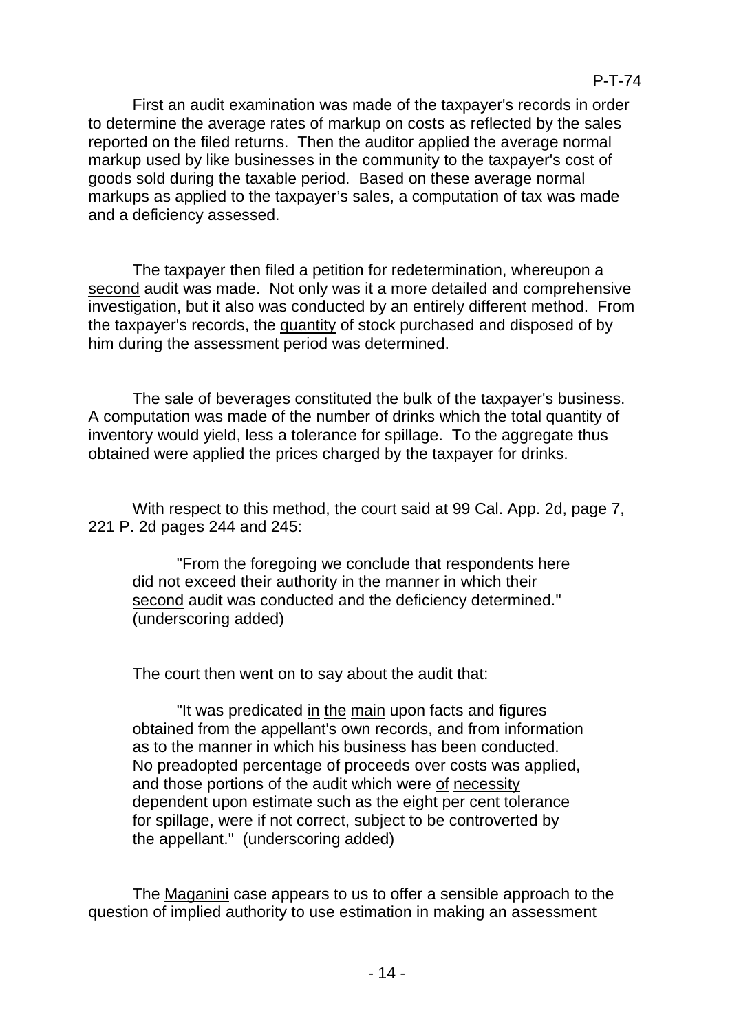First an audit examination was made of the taxpayer's records in order to determine the average rates of markup on costs as reflected by the sales reported on the filed returns. Then the auditor applied the average normal markup used by like businesses in the community to the taxpayer's cost of goods sold during the taxable period. Based on these average normal markups as applied to the taxpayer's sales, a computation of tax was made and a deficiency assessed.

The taxpayer then filed a petition for redetermination, whereupon a <u>second</u> audit was made. Not only was it a more detailed and comprehensive investigation, but it also was conducted by an entirely different method. From the taxpayer's records, the <u>quantity</u> of stock purchased and disposed of by him during the assessment period was determined.

The sale of beverages constituted the bulk of the taxpayer's business. A computation was made of the number of drinks which the total quantity of inventory would yield, less a tolerance for spillage. To the aggregate thus obtained were applied the prices charged by the taxpayer for drinks.

With respect to this method, the court said at 99 Cal. App. 2d, page 7, 221 P. 2d pages 244 and 245:

> "From the foregoing we conclude that respondents here did not exceed their authority in the manner in which their <u>second</u> audit was conducted and the deficiency determined." (underscoring added)

The court then went on to say about the audit that:

> "It was predicated <u>in the main</u> upon facts and figures obtained from the appellant's own records, and from information as to the manner in which his business has been conducted. No preadopted percentage of proceeds over costs was applied, and those portions of the audit which were <u>of necessity</u> dependent upon estimate such as the eight per cent tolerance for spillage, were if not correct, subject to be controverted by the appellant." (underscoring added)

The <u>Maganini</u> case appears to us to offer a sensible approach to the question of implied authority to use estimation in making an assessment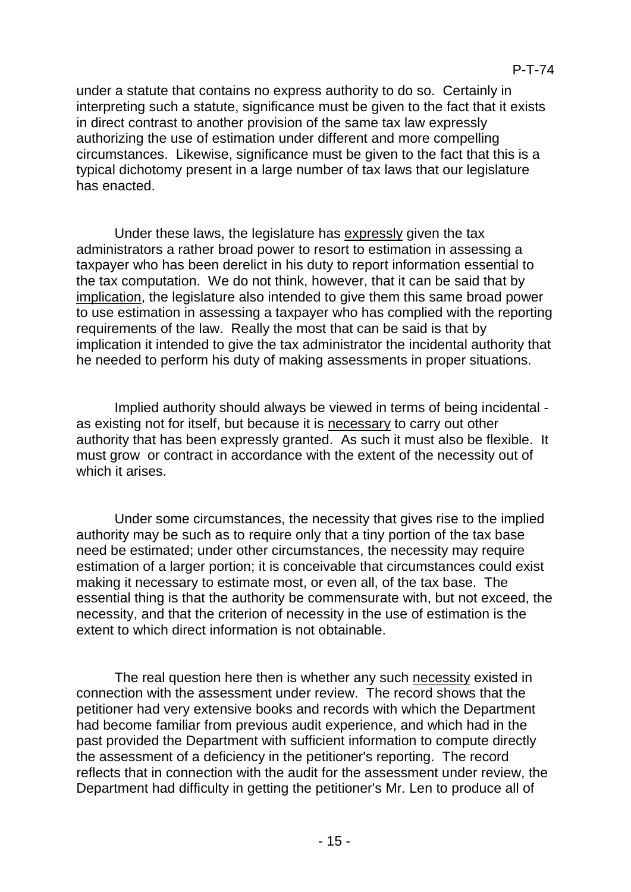under a statute that contains no express authority to do so. Certainly in interpreting such a statute, significance must be given to the fact that it exists in direct contrast to another provision of the same tax law expressly authorizing the use of estimation under different and more compelling circumstances. Likewise, significance must be given to the fact that this is a typical dichotomy present in a large number of tax laws that our legislature has enacted.

Under these laws, the legislature has <u>expressly</u> given the tax administrators a rather broad power to resort to estimation in assessing a taxpayer who has been derelict in his duty to report information essential to the tax computation. We do not think, however, that it can be said that by <u>implication</u>, the legislature also intended to give them this same broad power to use estimation in assessing a taxpayer who has complied with the reporting requirements of the law. Really the most that can be said is that by implication it intended to give the tax administrator the incidental authority that he needed to perform his duty of making assessments in proper situations.

Implied authority should always be viewed in terms of being incidental - as existing not for itself, but because it is <u>necessary</u> to carry out other authority that has been expressly granted. As such it must also be flexible. It must grow or contract in accordance with the extent of the necessity out of which it arises.

Under some circumstances, the necessity that gives rise to the implied authority may be such as to require only that a tiny portion of the tax base need be estimated; under other circumstances, the necessity may require estimation of a larger portion; it is conceivable that circumstances could exist making it necessary to estimate most, or even all, of the tax base. The essential thing is that the authority be commensurate with, but not exceed, the necessity, and that the criterion of necessity in the use of estimation is the extent to which direct information is not obtainable.

The real question here then is whether any such <u>necessity</u> existed in connection with the assessment under review. The record shows that the petitioner had very extensive books and records with which the Department had become familiar from previous audit experience, and which had in the past provided the Department with sufficient information to compute directly the assessment of a deficiency in the petitioner's reporting. The record reflects that in connection with the audit for the assessment under review, the Department had difficulty in getting the petitioner's Mr. Len to produce all of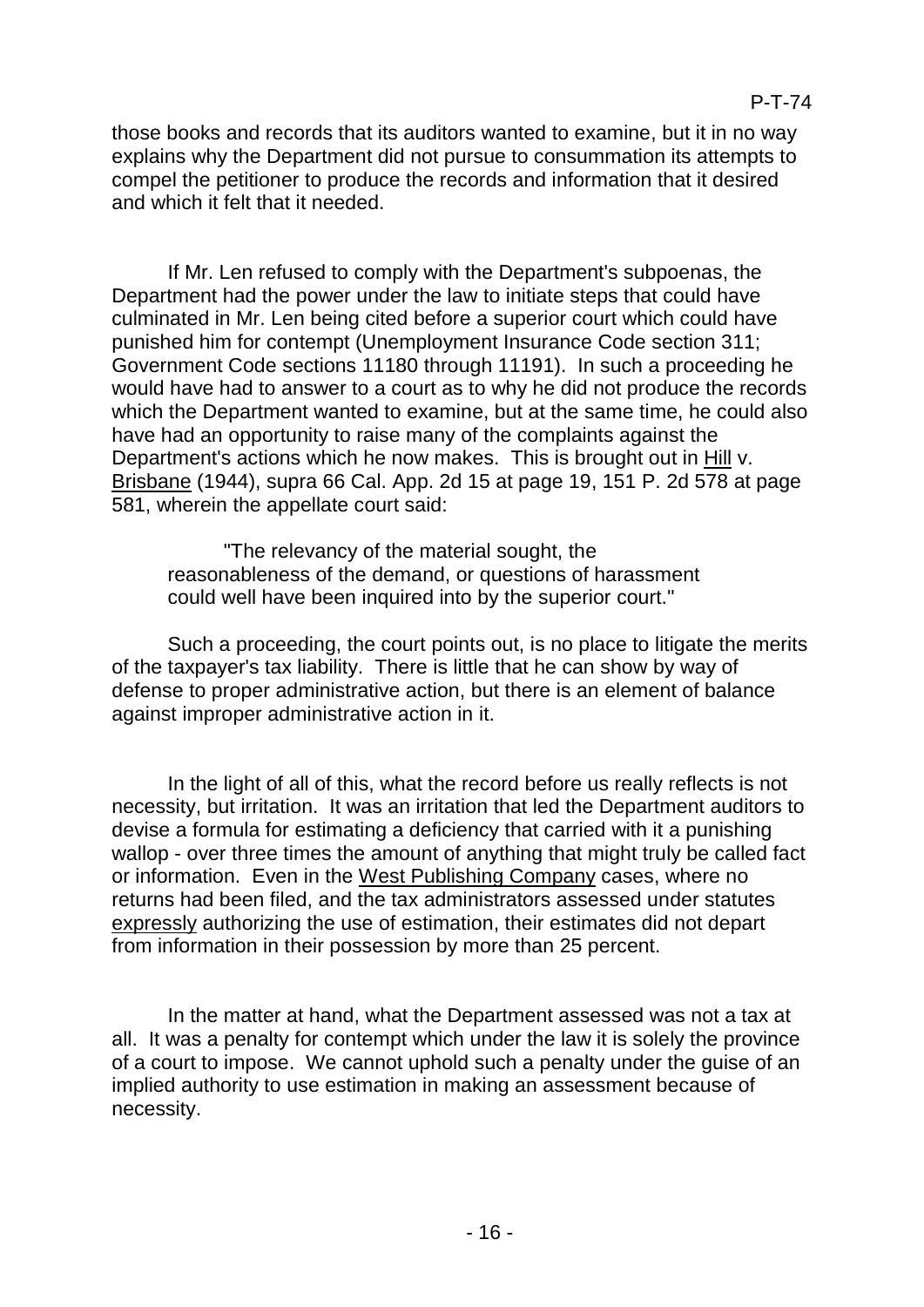those books and records that its auditors wanted to examine, but it in no way explains why the Department did not pursue to consummation its attempts to compel the petitioner to produce the records and information that it desired and which it felt that it needed.

If Mr. Len refused to comply with the Department's subpoenas, the Department had the power under the law to initiate steps that could have culminated in Mr. Len being cited before a superior court which could have punished him for contempt (Unemployment Insurance Code section 311; Government Code sections 11180 through 11191). In such a proceeding he would have had to answer to a court as to why he did not produce the records which the Department wanted to examine, but at the same time, he could also have had an opportunity to raise many of the complaints against the Department's actions which he now makes. This is brought out in Hill v. Brisbane (1944), supra 66 Cal. App. 2d 15 at page 19, 151 P. 2d 578 at page 581, wherein the appellate court said:

> "The relevancy of the material sought, the reasonableness of the demand, or questions of harassment could well have been inquired into by the superior court."

Such a proceeding, the court points out, is no place to litigate the merits of the taxpayer's tax liability. There is little that he can show by way of defense to proper administrative action, but there is an element of balance against improper administrative action in it.

In the light of all of this, what the record before us really reflects is not necessity, but irritation. It was an irritation that led the Department auditors to devise a formula for estimating a deficiency that carried with it a punishing wallop - over three times the amount of anything that might truly be called fact or information. Even in the West Publishing Company cases, where no returns had been filed, and the tax administrators assessed under statutes expressly authorizing the use of estimation, their estimates did not depart from information in their possession by more than 25 percent.

In the matter at hand, what the Department assessed was not a tax at all. It was a penalty for contempt which under the law it is solely the province of a court to impose. We cannot uphold such a penalty under the guise of an implied authority to use estimation in making an assessment because of necessity.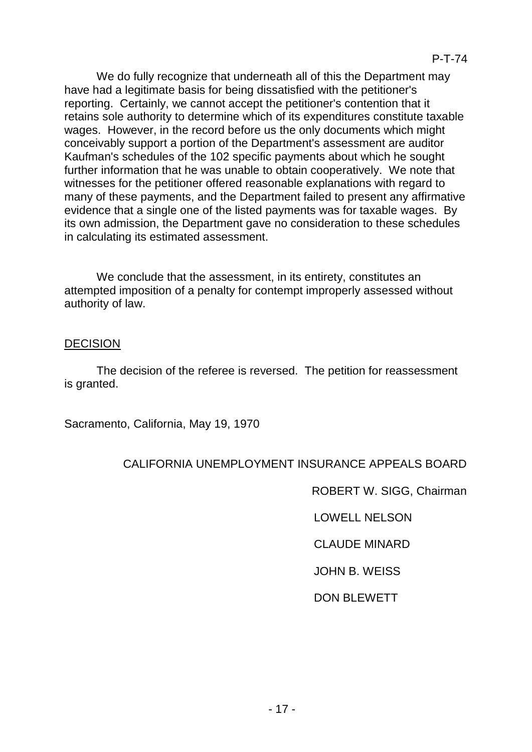We do fully recognize that underneath all of this the Department may have had a legitimate basis for being dissatisfied with the petitioner's reporting. Certainly, we cannot accept the petitioner's contention that it retains sole authority to determine which of its expenditures constitute taxable wages. However, in the record before us the only documents which might conceivably support a portion of the Department's assessment are auditor Kaufman's schedules of the 102 specific payments about which he sought further information that he was unable to obtain cooperatively. We note that witnesses for the petitioner offered reasonable explanations with regard to many of these payments, and the Department failed to present any affirmative evidence that a single one of the listed payments was for taxable wages. By its own admission, the Department gave no consideration to these schedules in calculating its estimated assessment.

We conclude that the assessment, in its entirety, constitutes an attempted imposition of a penalty for contempt improperly assessed without authority of law.

## DECISION

The decision of the referee is reversed. The petition for reassessment is granted.

Sacramento, California, May 19, 1970

CALIFORNIA UNEMPLOYMENT INSURANCE APPEALS BOARD

ROBERT W. SIGG, Chairman

LOWELL NELSON

CLAUDE MINARD

JOHN B. WEISS

DON BLEWETT